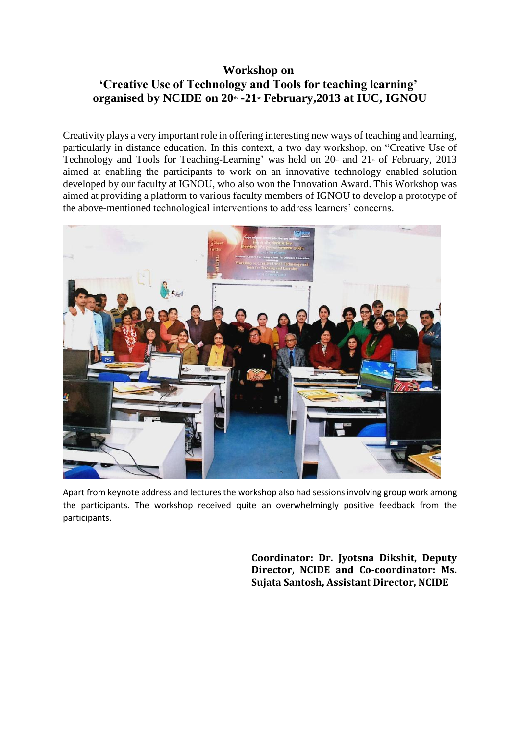# Workshop on 'Creative Use of Technology and Tools for teaching learning' organised by NCIDE on 20th -21st February,2013 at IUC, IGNOU

Creativity plays a very important role in offering interesting new ways of teaching and learning, particularly in distance education. In this context, a two day workshop, on "Creative Use of Technology and Tools for Teaching-Learning' was held on 20th and 21st of February, 2013 aimed at enabling the participants to work on an innovative technology enabled solution developed by our faculty at IGNOU, who also won the Innovation Award. This Workshop was aimed at providing a platform to various faculty members of IGNOU to develop a prototype of the above-mentioned technological interventions to address learners' concerns.

Apart from keynote address and lectures the workshop also had sessions involving group work among the participants. The workshop received quite an overwhelmingly positive feedback from the participants.

**Coordinator: Dr. Jyotsna Dikshit, Deputy Director, NCIDE and Co-coordinator: Ms. Sujata Santosh, Assistant Director, NCIDE**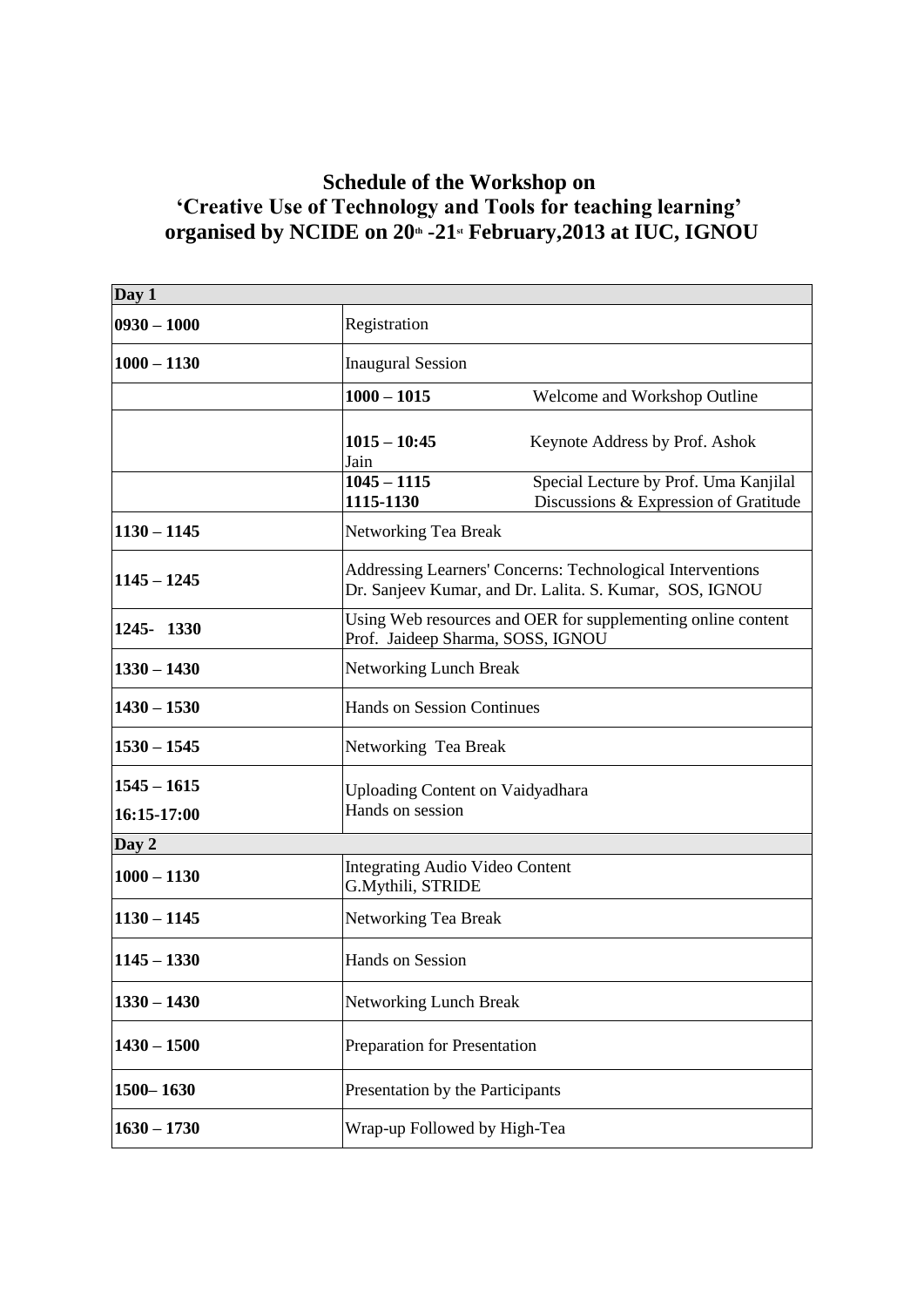# Schedule of the Workshop on 'Creative Use of Technology and Tools for teaching learning' organised by NCIDE on 20th -21st February,2013 at IUC, IGNOU

| | |
|---|---|
| **Day 1** | |
| **0930 – 1000** | Registration |
| **1000 – 1130** | Inaugural Session |
| | **1000 – 1015** Welcome and Workshop Outline |
| | **1015 – 10:45** Keynote Address by Prof. Ashok Jain |
| | **1045 – 1115** Special Lecture by Prof. Uma Kanjilal<br>**1115-1130** Discussions & Expression of Gratitude |
| **1130 – 1145** | Networking Tea Break |
| **1145 – 1245** | Addressing Learners' Concerns: Technological Interventions<br>Dr. Sanjeev Kumar, and Dr. Lalita. S. Kumar, SOS, IGNOU |
| **1245- 1330** | Using Web resources and OER for supplementing online content<br>Prof. Jaideep Sharma, SOSS, IGNOU |
| **1330 – 1430** | Networking Lunch Break |
| **1430 – 1530** | Hands on Session Continues |
| **1530 – 1545** | Networking Tea Break |
| **1545 – 1615**<br>**16:15-17:00** | Uploading Content on Vaidyadhara<br>Hands on session |
| **Day 2** | |
| **1000 – 1130** | Integrating Audio Video Content<br>G.Mythili, STRIDE |
| **1130 – 1145** | Networking Tea Break |
| **1145 – 1330** | Hands on Session |
| **1330 – 1430** | Networking Lunch Break |
| **1430 – 1500** | Preparation for Presentation |
| **1500– 1630** | Presentation by the Participants |
| **1630 – 1730** | Wrap-up Followed by High-Tea |